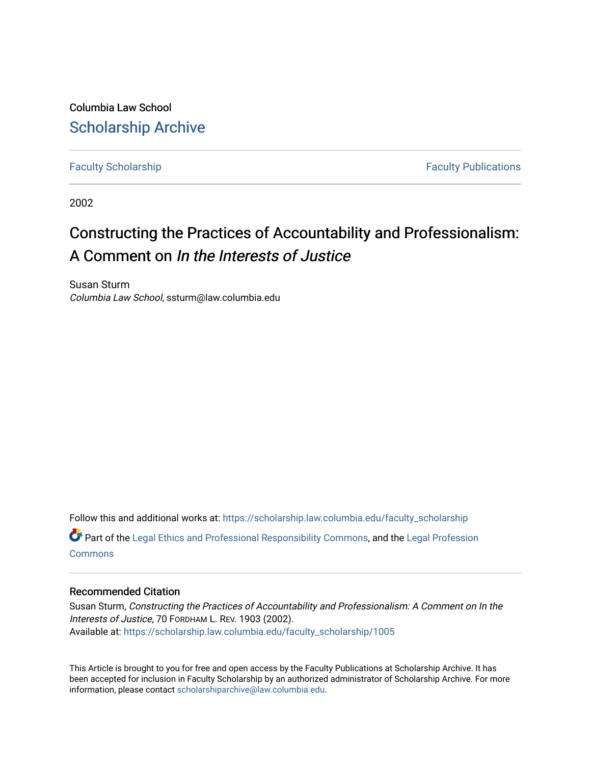Columbia Law School

# Scholarship Archive

Faculty Scholarship | Faculty Publications

2002

# Constructing the Practices of Accountability and Professionalism: A Comment on *In the Interests of Justice*

Susan Sturm
*Columbia Law School*, ssturm@law.columbia.edu

Follow this and additional works at: https://scholarship.law.columbia.edu/faculty_scholarship

Part of the Legal Ethics and Professional Responsibility Commons, and the Legal Profession Commons

### Recommended Citation

Susan Sturm, *Constructing the Practices of Accountability and Professionalism: A Comment on In the Interests of Justice*, 70 FORDHAM L. REV. 1903 (2002).
Available at: https://scholarship.law.columbia.edu/faculty_scholarship/1005

This Article is brought to you for free and open access by the Faculty Publications at Scholarship Archive. It has been accepted for inclusion in Faculty Scholarship by an authorized administrator of Scholarship Archive. For more information, please contact scholarshiparchive@law.columbia.edu.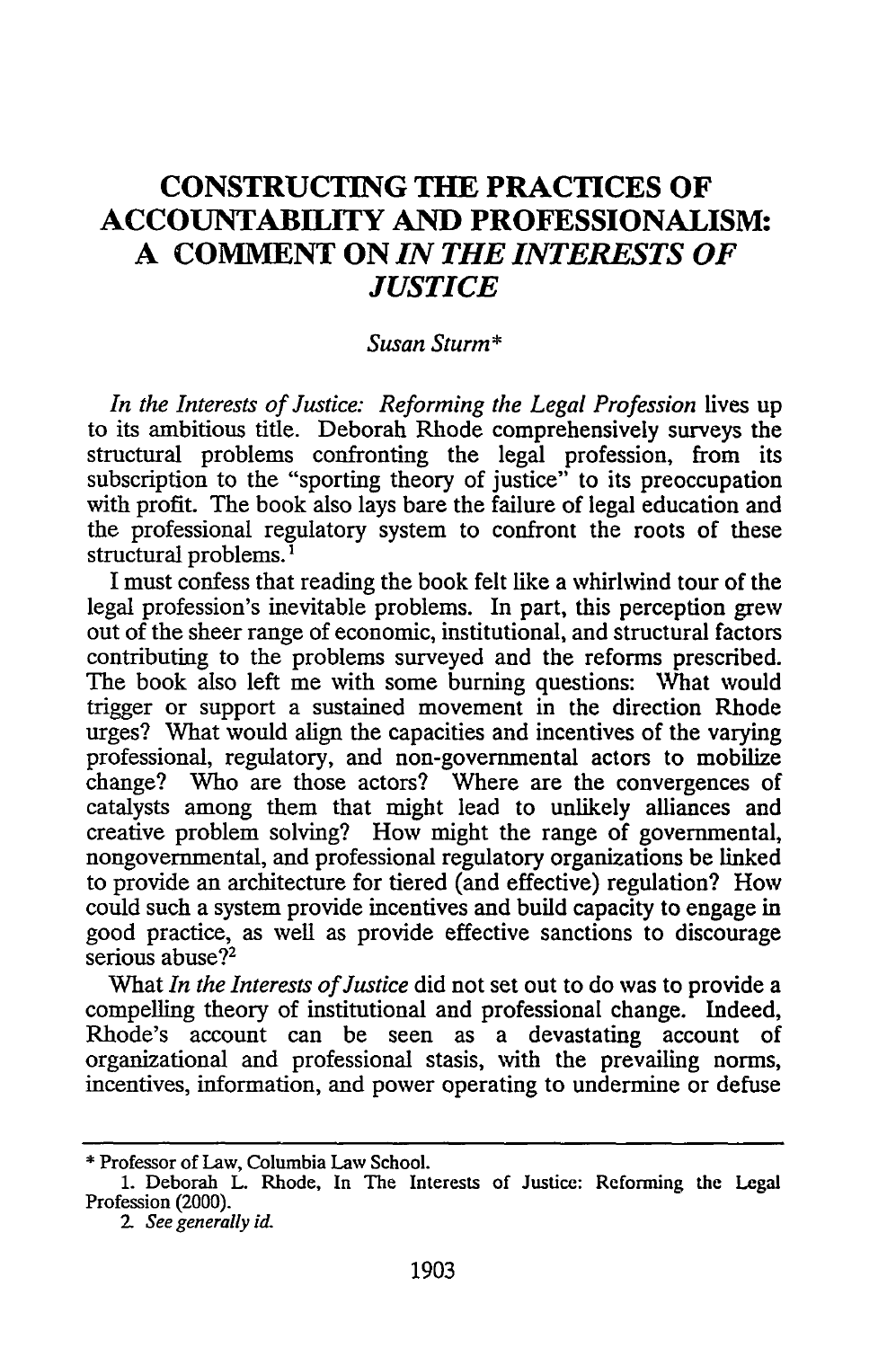# CONSTRUCTING THE PRACTICES OF ACCOUNTABILITY AND PROFESSIONALISM: A COMMENT ON *IN THE INTERESTS OF JUSTICE*

*Susan Sturm**

*In the Interests of Justice: Reforming the Legal Profession* lives up to its ambitious title. Deborah Rhode comprehensively surveys the structural problems confronting the legal profession, from its subscription to the "sporting theory of justice" to its preoccupation with profit. The book also lays bare the failure of legal education and the professional regulatory system to confront the roots of these structural problems.[1]

I must confess that reading the book felt like a whirlwind tour of the legal profession's inevitable problems. In part, this perception grew out of the sheer range of economic, institutional, and structural factors contributing to the problems surveyed and the reforms prescribed. The book also left me with some burning questions: What would trigger or support a sustained movement in the direction Rhode urges? What would align the capacities and incentives of the varying professional, regulatory, and non-governmental actors to mobilize change? Who are those actors? Where are the convergences of catalysts among them that might lead to unlikely alliances and creative problem solving? How might the range of governmental, nongovernmental, and professional regulatory organizations be linked to provide an architecture for tiered (and effective) regulation? How could such a system provide incentives and build capacity to engage in good practice, as well as provide effective sanctions to discourage serious abuse?[2]

What *In the Interests of Justice* did not set out to do was to provide a compelling theory of institutional and professional change. Indeed, Rhode's account can be seen as a devastating account of organizational and professional stasis, with the prevailing norms, incentives, information, and power operating to undermine or defuse

---

\* Professor of Law, Columbia Law School.

1. Deborah L. Rhode, In The Interests of Justice: Reforming the Legal Profession (2000).

2. *See generally id.*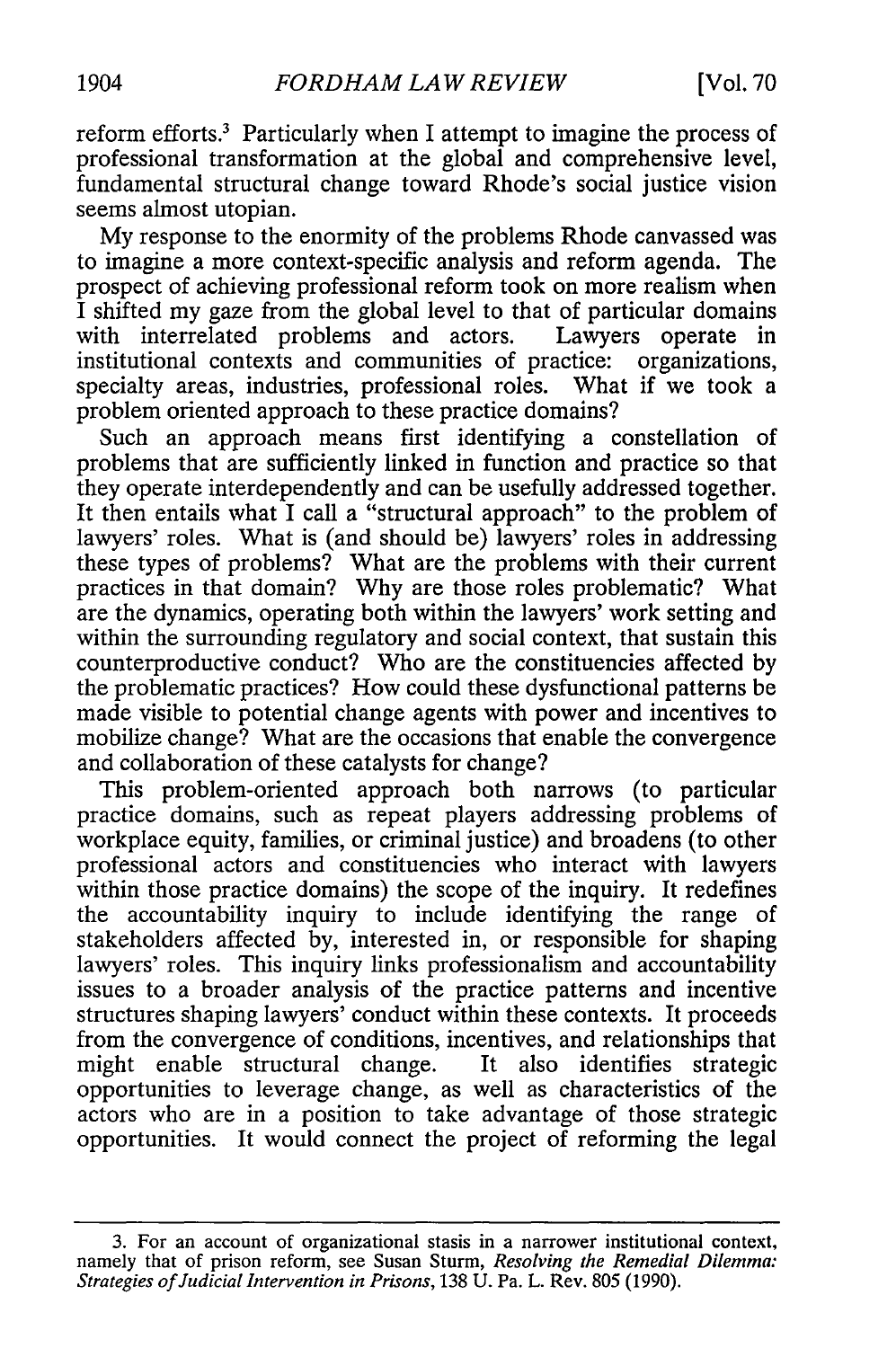reform efforts.[3] Particularly when I attempt to imagine the process of professional transformation at the global and comprehensive level, fundamental structural change toward Rhode's social justice vision seems almost utopian.

My response to the enormity of the problems Rhode canvassed was to imagine a more context-specific analysis and reform agenda. The prospect of achieving professional reform took on more realism when I shifted my gaze from the global level to that of particular domains with interrelated problems and actors. Lawyers operate in institutional contexts and communities of practice: organizations, specialty areas, industries, professional roles. What if we took a problem oriented approach to these practice domains?

Such an approach means first identifying a constellation of problems that are sufficiently linked in function and practice so that they operate interdependently and can be usefully addressed together. It then entails what I call a "structural approach" to the problem of lawyers' roles. What is (and should be) lawyers' roles in addressing these types of problems? What are the problems with their current practices in that domain? Why are those roles problematic? What are the dynamics, operating both within the lawyers' work setting and within the surrounding regulatory and social context, that sustain this counterproductive conduct? Who are the constituencies affected by the problematic practices? How could these dysfunctional patterns be made visible to potential change agents with power and incentives to mobilize change? What are the occasions that enable the convergence and collaboration of these catalysts for change?

This problem-oriented approach both narrows (to particular practice domains, such as repeat players addressing problems of workplace equity, families, or criminal justice) and broadens (to other professional actors and constituencies who interact with lawyers within those practice domains) the scope of the inquiry. It redefines the accountability inquiry to include identifying the range of stakeholders affected by, interested in, or responsible for shaping lawyers' roles. This inquiry links professionalism and accountability issues to a broader analysis of the practice patterns and incentive structures shaping lawyers' conduct within these contexts. It proceeds from the convergence of conditions, incentives, and relationships that might enable structural change. It also identifies strategic opportunities to leverage change, as well as characteristics of the actors who are in a position to take advantage of those strategic opportunities. It would connect the project of reforming the legal

---

3. For an account of organizational stasis in a narrower institutional context, namely that of prison reform, see Susan Sturm, *Resolving the Remedial Dilemma: Strategies of Judicial Intervention in Prisons*, 138 U. Pa. L. Rev. 805 (1990).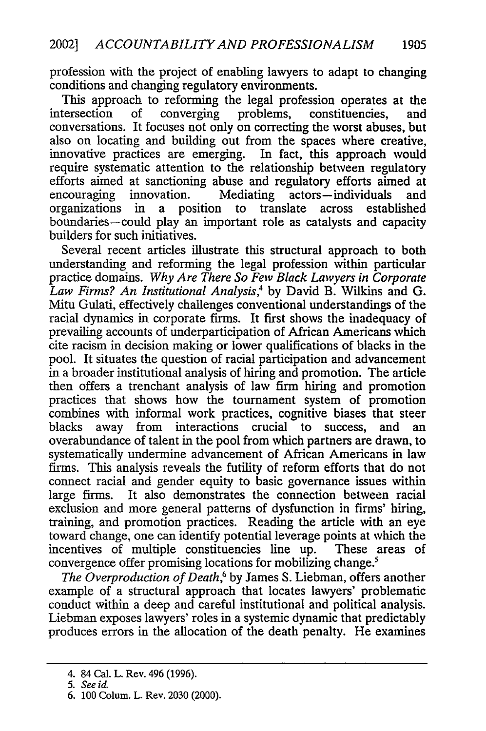profession with the project of enabling lawyers to adapt to changing conditions and changing regulatory environments.

This approach to reforming the legal profession operates at the intersection of converging problems, constituencies, and conversations. It focuses not only on correcting the worst abuses, but also on locating and building out from the spaces where creative, innovative practices are emerging. In fact, this approach would require systematic attention to the relationship between regulatory efforts aimed at sanctioning abuse and regulatory efforts aimed at encouraging innovation. Mediating actors—individuals and organizations in a position to translate across established boundaries—could play an important role as catalysts and capacity builders for such initiatives.

Several recent articles illustrate this structural approach to both understanding and reforming the legal profession within particular practice domains. *Why Are There So Few Black Lawyers in Corporate Law Firms? An Institutional Analysis*,[4] by David B. Wilkins and G. Mitu Gulati, effectively challenges conventional understandings of the racial dynamics in corporate firms. It first shows the inadequacy of prevailing accounts of underparticipation of African Americans which cite racism in decision making or lower qualifications of blacks in the pool. It situates the question of racial participation and advancement in a broader institutional analysis of hiring and promotion. The article then offers a trenchant analysis of law firm hiring and promotion practices that shows how the tournament system of promotion combines with informal work practices, cognitive biases that steer blacks away from interactions crucial to success, and an overabundance of talent in the pool from which partners are drawn, to systematically undermine advancement of African Americans in law firms. This analysis reveals the futility of reform efforts that do not connect racial and gender equity to basic governance issues within large firms. It also demonstrates the connection between racial exclusion and more general patterns of dysfunction in firms' hiring, training, and promotion practices. Reading the article with an eye toward change, one can identify potential leverage points at which the incentives of multiple constituencies line up. These areas of convergence offer promising locations for mobilizing change.[5]

*The Overproduction of Death*,[6] by James S. Liebman, offers another example of a structural approach that locates lawyers' problematic conduct within a deep and careful institutional and political analysis. Liebman exposes lawyers' roles in a systemic dynamic that predictably produces errors in the allocation of the death penalty. He examines

---

4. 84 Cal. L. Rev. 496 (1996).

5. *See id.*

6. 100 Colum. L. Rev. 2030 (2000).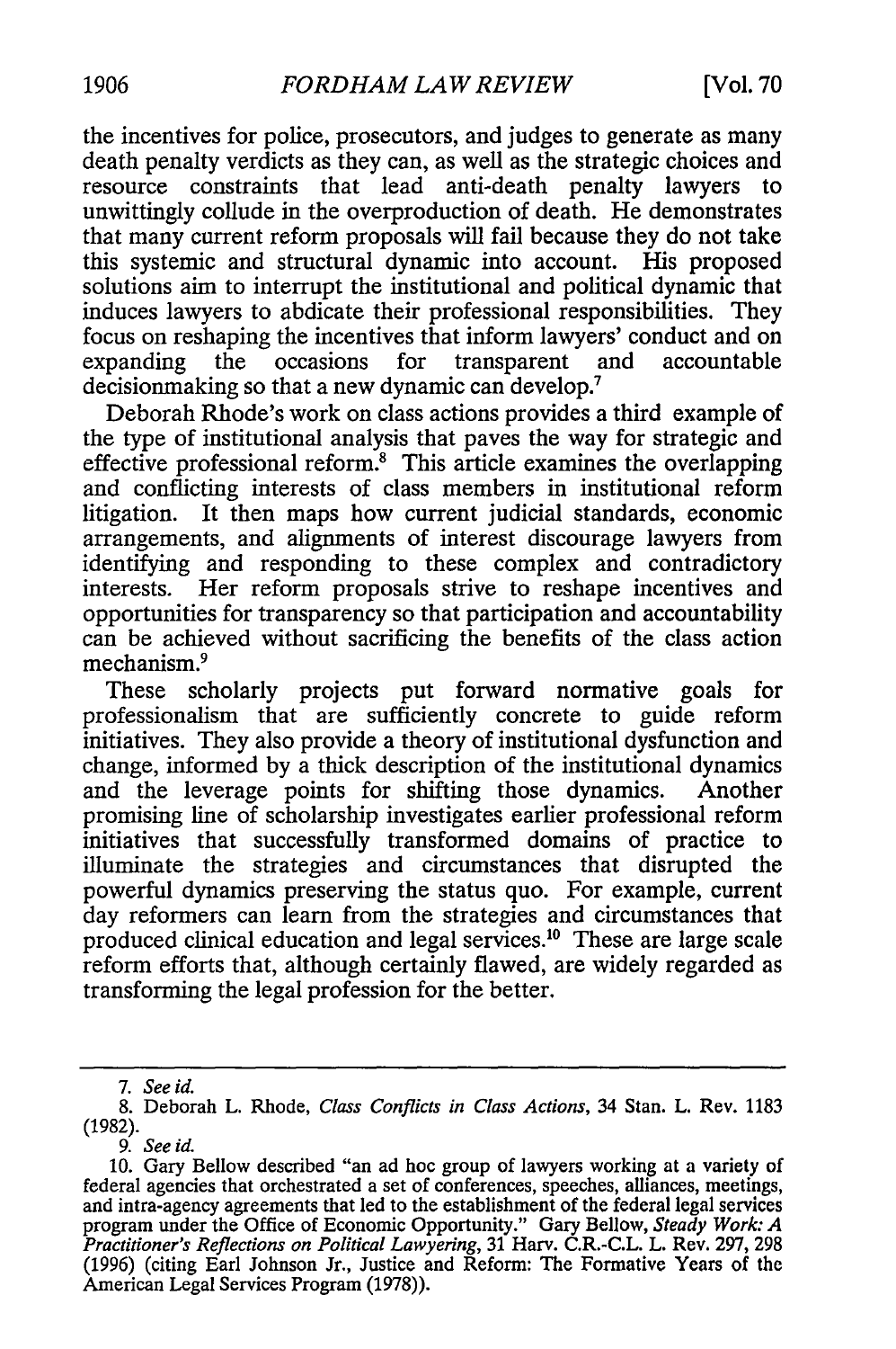the incentives for police, prosecutors, and judges to generate as many death penalty verdicts as they can, as well as the strategic choices and resource constraints that lead anti-death penalty lawyers to unwittingly collude in the overproduction of death. He demonstrates that many current reform proposals will fail because they do not take this systemic and structural dynamic into account. His proposed solutions aim to interrupt the institutional and political dynamic that induces lawyers to abdicate their professional responsibilities. They focus on reshaping the incentives that inform lawyers' conduct and on expanding the occasions for transparent and accountable decisionmaking so that a new dynamic can develop.[7]

Deborah Rhode's work on class actions provides a third example of the type of institutional analysis that paves the way for strategic and effective professional reform.[8] This article examines the overlapping and conflicting interests of class members in institutional reform litigation. It then maps how current judicial standards, economic arrangements, and alignments of interest discourage lawyers from identifying and responding to these complex and contradictory interests. Her reform proposals strive to reshape incentives and opportunities for transparency so that participation and accountability can be achieved without sacrificing the benefits of the class action mechanism.[9]

These scholarly projects put forward normative goals for professionalism that are sufficiently concrete to guide reform initiatives. They also provide a theory of institutional dysfunction and change, informed by a thick description of the institutional dynamics and the leverage points for shifting those dynamics. Another promising line of scholarship investigates earlier professional reform initiatives that successfully transformed domains of practice to illuminate the strategies and circumstances that disrupted the powerful dynamics preserving the status quo. For example, current day reformers can learn from the strategies and circumstances that produced clinical education and legal services.[10] These are large scale reform efforts that, although certainly flawed, are widely regarded as transforming the legal profession for the better.

---

7. *See id.*

8. Deborah L. Rhode, *Class Conflicts in Class Actions*, 34 Stan. L. Rev. 1183 (1982).

9. *See id.*

10. Gary Bellow described "an ad hoc group of lawyers working at a variety of federal agencies that orchestrated a set of conferences, speeches, alliances, meetings, and intra-agency agreements that led to the establishment of the federal legal services program under the Office of Economic Opportunity." Gary Bellow, *Steady Work: A Practitioner's Reflections on Political Lawyering*, 31 Harv. C.R.-C.L. L. Rev. 297, 298 (1996) (citing Earl Johnson Jr., Justice and Reform: The Formative Years of the American Legal Services Program (1978)).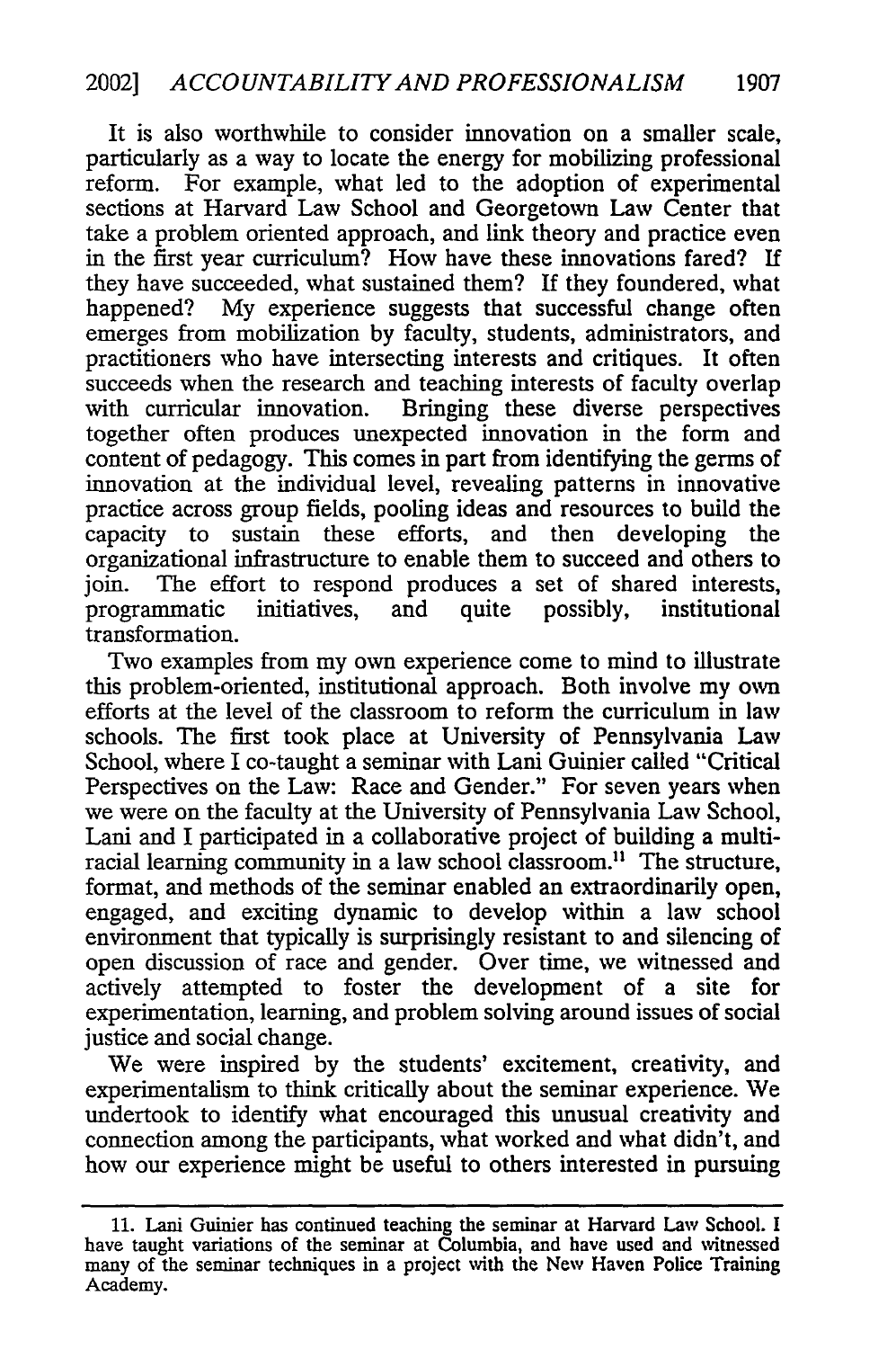It is also worthwhile to consider innovation on a smaller scale, particularly as a way to locate the energy for mobilizing professional reform. For example, what led to the adoption of experimental sections at Harvard Law School and Georgetown Law Center that take a problem oriented approach, and link theory and practice even in the first year curriculum? How have these innovations fared? If they have succeeded, what sustained them? If they foundered, what happened? My experience suggests that successful change often emerges from mobilization by faculty, students, administrators, and practitioners who have intersecting interests and critiques. It often succeeds when the research and teaching interests of faculty overlap with curricular innovation. Bringing these diverse perspectives together often produces unexpected innovation in the form and content of pedagogy. This comes in part from identifying the germs of innovation at the individual level, revealing patterns in innovative practice across group fields, pooling ideas and resources to build the capacity to sustain these efforts, and then developing the organizational infrastructure to enable them to succeed and others to join. The effort to respond produces a set of shared interests, programmatic initiatives, and quite possibly, institutional transformation.

Two examples from my own experience come to mind to illustrate this problem-oriented, institutional approach. Both involve my own efforts at the level of the classroom to reform the curriculum in law schools. The first took place at University of Pennsylvania Law School, where I co-taught a seminar with Lani Guinier called "Critical Perspectives on the Law: Race and Gender." For seven years when we were on the faculty at the University of Pennsylvania Law School, Lani and I participated in a collaborative project of building a multi-racial learning community in a law school classroom.[11] The structure, format, and methods of the seminar enabled an extraordinarily open, engaged, and exciting dynamic to develop within a law school environment that typically is surprisingly resistant to and silencing of open discussion of race and gender. Over time, we witnessed and actively attempted to foster the development of a site for experimentation, learning, and problem solving around issues of social justice and social change.

We were inspired by the students' excitement, creativity, and experimentalism to think critically about the seminar experience. We undertook to identify what encouraged this unusual creativity and connection among the participants, what worked and what didn't, and how our experience might be useful to others interested in pursuing

---

11. Lani Guinier has continued teaching the seminar at Harvard Law School. I have taught variations of the seminar at Columbia, and have used and witnessed many of the seminar techniques in a project with the New Haven Police Training Academy.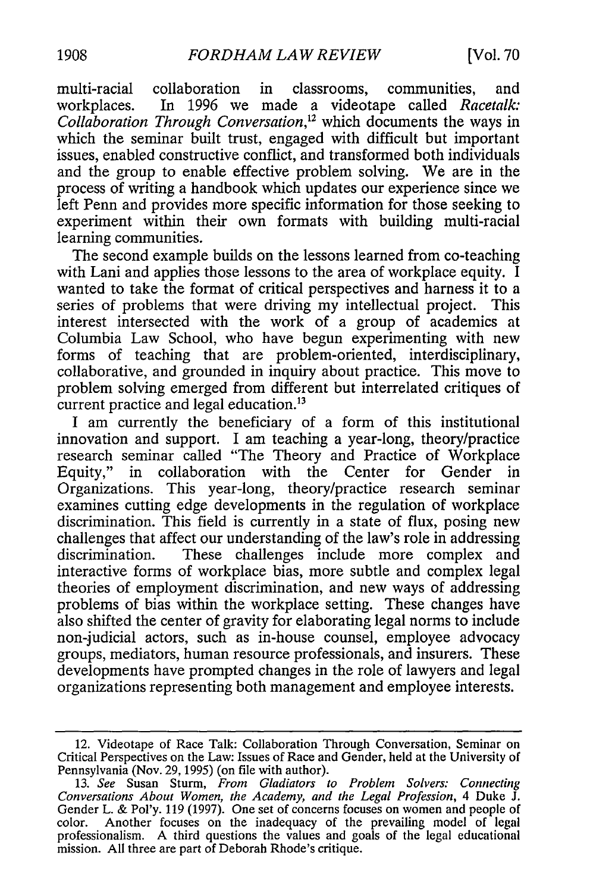multi-racial collaboration in classrooms, communities, and workplaces. In 1996 we made a videotape called *Racetalk: Collaboration Through Conversation*,[12] which documents the ways in which the seminar built trust, engaged with difficult but important issues, enabled constructive conflict, and transformed both individuals and the group to enable effective problem solving. We are in the process of writing a handbook which updates our experience since we left Penn and provides more specific information for those seeking to experiment within their own formats with building multi-racial learning communities.

The second example builds on the lessons learned from co-teaching with Lani and applies those lessons to the area of workplace equity. I wanted to take the format of critical perspectives and harness it to a series of problems that were driving my intellectual project. This interest intersected with the work of a group of academics at Columbia Law School, who have begun experimenting with new forms of teaching that are problem-oriented, interdisciplinary, collaborative, and grounded in inquiry about practice. This move to problem solving emerged from different but interrelated critiques of current practice and legal education.[13]

I am currently the beneficiary of a form of this institutional innovation and support. I am teaching a year-long, theory/practice research seminar called "The Theory and Practice of Workplace Equity," in collaboration with the Center for Gender in Organizations. This year-long, theory/practice research seminar examines cutting edge developments in the regulation of workplace discrimination. This field is currently in a state of flux, posing new challenges that affect our understanding of the law's role in addressing discrimination. These challenges include more complex and interactive forms of workplace bias, more subtle and complex legal theories of employment discrimination, and new ways of addressing problems of bias within the workplace setting. These changes have also shifted the center of gravity for elaborating legal norms to include non-judicial actors, such as in-house counsel, employee advocacy groups, mediators, human resource professionals, and insurers. These developments have prompted changes in the role of lawyers and legal organizations representing both management and employee interests.

---

12. Videotape of Race Talk: Collaboration Through Conversation, Seminar on Critical Perspectives on the Law: Issues of Race and Gender, held at the University of Pennsylvania (Nov. 29, 1995) (on file with author).

13. *See* Susan Sturm, *From Gladiators to Problem Solvers: Connecting Conversations About Women, the Academy, and the Legal Profession*, 4 Duke J. Gender L. & Pol'y. 119 (1997). One set of concerns focuses on women and people of color. Another focuses on the inadequacy of the prevailing model of legal professionalism. A third questions the values and goals of the legal educational mission. All three are part of Deborah Rhode's critique.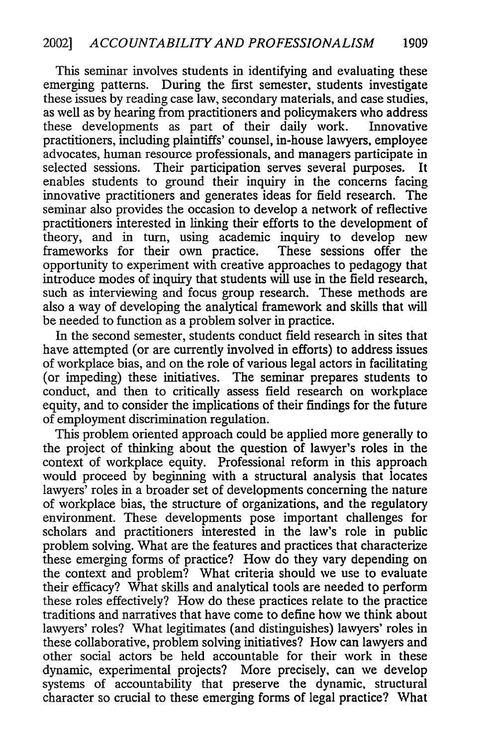This seminar involves students in identifying and evaluating these emerging patterns. During the first semester, students investigate these issues by reading case law, secondary materials, and case studies, as well as by hearing from practitioners and policymakers who address these developments as part of their daily work. Innovative practitioners, including plaintiffs' counsel, in-house lawyers, employee advocates, human resource professionals, and managers participate in selected sessions. Their participation serves several purposes. It enables students to ground their inquiry in the concerns facing innovative practitioners and generates ideas for field research. The seminar also provides the occasion to develop a network of reflective practitioners interested in linking their efforts to the development of theory, and in turn, using academic inquiry to develop new frameworks for their own practice. These sessions offer the opportunity to experiment with creative approaches to pedagogy that introduce modes of inquiry that students will use in the field research, such as interviewing and focus group research. These methods are also a way of developing the analytical framework and skills that will be needed to function as a problem solver in practice.

In the second semester, students conduct field research in sites that have attempted (or are currently involved in efforts) to address issues of workplace bias, and on the role of various legal actors in facilitating (or impeding) these initiatives. The seminar prepares students to conduct, and then to critically assess field research on workplace equity, and to consider the implications of their findings for the future of employment discrimination regulation.

This problem oriented approach could be applied more generally to the project of thinking about the question of lawyer's roles in the context of workplace equity. Professional reform in this approach would proceed by beginning with a structural analysis that locates lawyers' roles in a broader set of developments concerning the nature of workplace bias, the structure of organizations, and the regulatory environment. These developments pose important challenges for scholars and practitioners interested in the law's role in public problem solving. What are the features and practices that characterize these emerging forms of practice? How do they vary depending on the context and problem? What criteria should we use to evaluate their efficacy? What skills and analytical tools are needed to perform these roles effectively? How do these practices relate to the practice traditions and narratives that have come to define how we think about lawyers' roles? What legitimates (and distinguishes) lawyers' roles in these collaborative, problem solving initiatives? How can lawyers and other social actors be held accountable for their work in these dynamic, experimental projects? More precisely, can we develop systems of accountability that preserve the dynamic, structural character so crucial to these emerging forms of legal practice? What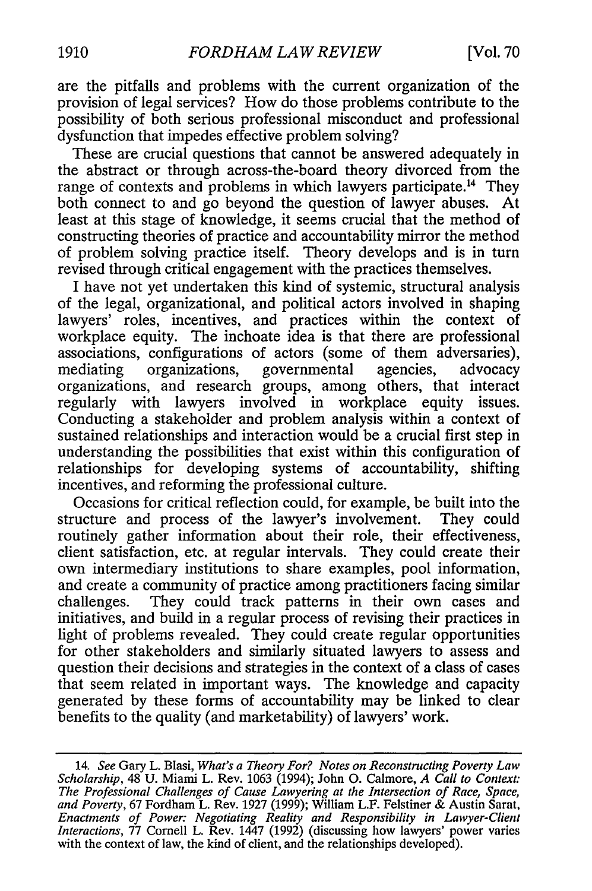are the pitfalls and problems with the current organization of the provision of legal services? How do those problems contribute to the possibility of both serious professional misconduct and professional dysfunction that impedes effective problem solving?

These are crucial questions that cannot be answered adequately in the abstract or through across-the-board theory divorced from the range of contexts and problems in which lawyers participate.[14] They both connect to and go beyond the question of lawyer abuses. At least at this stage of knowledge, it seems crucial that the method of constructing theories of practice and accountability mirror the method of problem solving practice itself. Theory develops and is in turn revised through critical engagement with the practices themselves.

I have not yet undertaken this kind of systemic, structural analysis of the legal, organizational, and political actors involved in shaping lawyers' roles, incentives, and practices within the context of workplace equity. The inchoate idea is that there are professional associations, configurations of actors (some of them adversaries), mediating organizations, governmental agencies, advocacy organizations, and research groups, among others, that interact regularly with lawyers involved in workplace equity issues. Conducting a stakeholder and problem analysis within a context of sustained relationships and interaction would be a crucial first step in understanding the possibilities that exist within this configuration of relationships for developing systems of accountability, shifting incentives, and reforming the professional culture.

Occasions for critical reflection could, for example, be built into the structure and process of the lawyer's involvement. They could routinely gather information about their role, their effectiveness, client satisfaction, etc. at regular intervals. They could create their own intermediary institutions to share examples, pool information, and create a community of practice among practitioners facing similar challenges. They could track patterns in their own cases and initiatives, and build in a regular process of revising their practices in light of problems revealed. They could create regular opportunities for other stakeholders and similarly situated lawyers to assess and question their decisions and strategies in the context of a class of cases that seem related in important ways. The knowledge and capacity generated by these forms of accountability may be linked to clear benefits to the quality (and marketability) of lawyers' work.

---

14. *See* Gary L. Blasi, *What's a Theory For? Notes on Reconstructing Poverty Law Scholarship*, 48 U. Miami L. Rev. 1063 (1994); John O. Calmore, *A Call to Context: The Professional Challenges of Cause Lawyering at the Intersection of Race, Space, and Poverty*, 67 Fordham L. Rev. 1927 (1999); William L.F. Felstiner & Austin Sarat, *Enactments of Power: Negotiating Reality and Responsibility in Lawyer-Client Interactions*, 77 Cornell L. Rev. 1447 (1992) (discussing how lawyers' power varies with the context of law, the kind of client, and the relationships developed).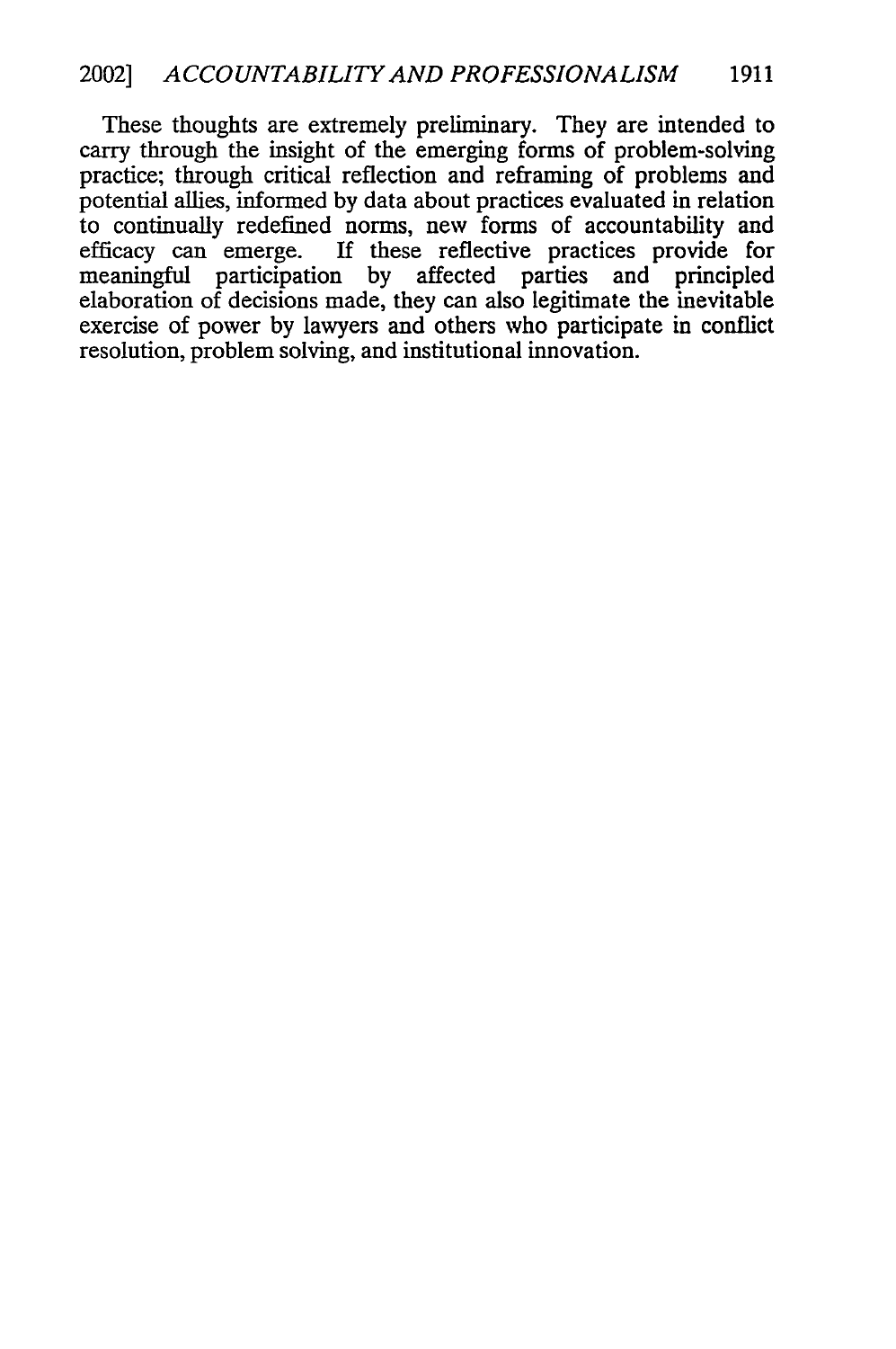These thoughts are extremely preliminary. They are intended to carry through the insight of the emerging forms of problem-solving practice; through critical reflection and reframing of problems and potential allies, informed by data about practices evaluated in relation to continually redefined norms, new forms of accountability and efficacy can emerge. If these reflective practices provide for meaningful participation by affected parties and principled elaboration of decisions made, they can also legitimate the inevitable exercise of power by lawyers and others who participate in conflict resolution, problem solving, and institutional innovation.